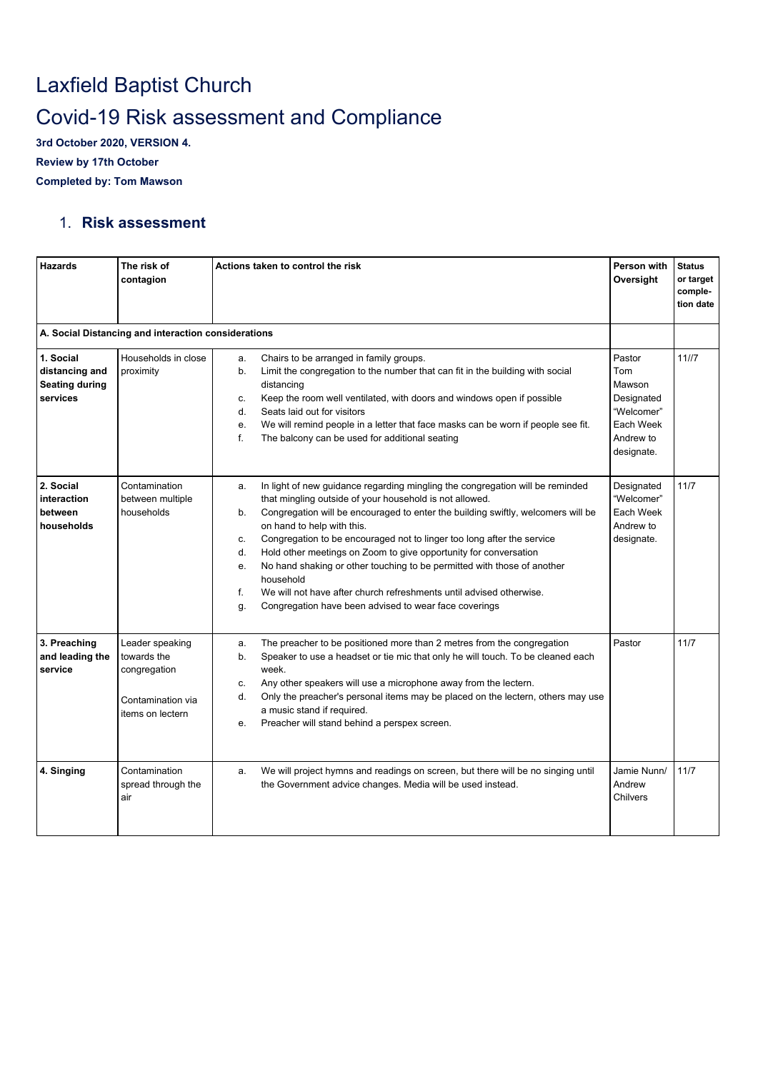# Laxfield Baptist Church

# Covid-19 Risk assessment and Compliance

**3rd October 2020, VERSION 4.**

**Review by 17th October**

**Completed by: Tom Mawson**

## 1. Risk assessment

| Hazards | The risk of contagion | Actions taken to control the risk | Person with Oversight | Status or target completion date |
|---|---|---|---|---|
| **A. Social Distancing and interaction considerations** | | | | |
| **1. Social distancing and Seating during services** | Households in close proximity | a. Chairs to be arranged in family groups.<br>b. Limit the congregation to the number that can fit in the building with social distancing<br>c. Keep the room well ventilated, with doors and windows open if possible<br>d. Seats laid out for visitors<br>e. We will remind people in a letter that face masks can be worn if people see fit.<br>f. The balcony can be used for additional seating | Pastor Tom Mawson Designated "Welcomer" Each Week Andrew to designate. | 11//7 |
| **2. Social interaction between households** | Contamination between multiple households | a. In light of new guidance regarding mingling the congregation will be reminded that mingling outside of your household is not allowed.<br>b. Congregation will be encouraged to enter the building swiftly, welcomers will be on hand to help with this.<br>c. Congregation to be encouraged not to linger too long after the service<br>d. Hold other meetings on Zoom to give opportunity for conversation<br>e. No hand shaking or other touching to be permitted with those of another household<br>f. We will not have after church refreshments until advised otherwise.<br>g. Congregation have been advised to wear face coverings | Designated "Welcomer" Each Week Andrew to designate. | 11/7 |
| **3. Preaching and leading the service** | Leader speaking towards the congregation<br><br>Contamination via items on lectern | a. The preacher to be positioned more than 2 metres from the congregation<br>b. Speaker to use a headset or tie mic that only he will touch. To be cleaned each week.<br>c. Any other speakers will use a microphone away from the lectern.<br>d. Only the preacher's personal items may be placed on the lectern, others may use a music stand if required.<br>e. Preacher will stand behind a perspex screen. | Pastor | 11/7 |
| **4. Singing** | Contamination spread through the air | a. We will project hymns and readings on screen, but there will be no singing until the Government advice changes. Media will be used instead. | Jamie Nunn/ Andrew Chilvers | 11/7 |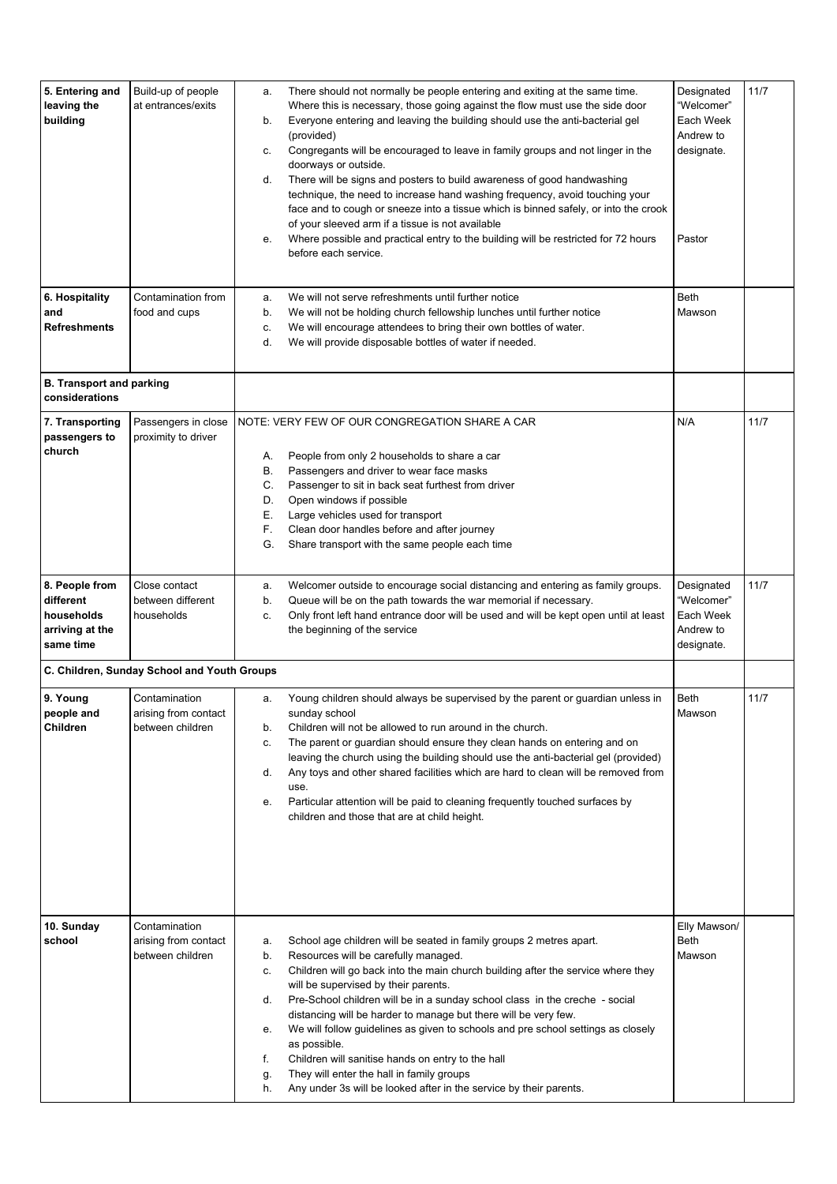| | | | | |
|---|---|---|---|---|
| **5. Entering and leaving the building** | Build-up of people at entrances/exits | a. There should not normally be people entering and exiting at the same time. Where this is necessary, those going against the flow must use the side door<br>b. Everyone entering and leaving the building should use the anti-bacterial gel (provided)<br>c. Congregants will be encouraged to leave in family groups and not linger in the doorways or outside.<br>d. There will be signs and posters to build awareness of good handwashing technique, the need to increase hand washing frequency, avoid touching your face and to cough or sneeze into a tissue which is binned safely, or into the crook of your sleeved arm if a tissue is not available<br>e. Where possible and practical entry to the building will be restricted for 72 hours before each service. | Designated "Welcomer" Each Week Andrew to designate.<br><br>Pastor | 11/7 |
| **6. Hospitality and Refreshments** | Contamination from food and cups | a. We will not serve refreshments until further notice<br>b. We will not be holding church fellowship lunches until further notice<br>c. We will encourage attendees to bring their own bottles of water.<br>d. We will provide disposable bottles of water if needed. | Beth Mawson | |
| **B. Transport and parking considerations** | | | | |
| **7. Transporting passengers to church** | Passengers in close proximity to driver | NOTE: VERY FEW OF OUR CONGREGATION SHARE A CAR<br><br>A. People from only 2 households to share a car<br>B. Passengers and driver to wear face masks<br>C. Passenger to sit in back seat furthest from driver<br>D. Open windows if possible<br>E. Large vehicles used for transport<br>F. Clean door handles before and after journey<br>G. Share transport with the same people each time | N/A | 11/7 |
| **8. People from different households arriving at the same time** | Close contact between different households | a. Welcomer outside to encourage social distancing and entering as family groups.<br>b. Queue will be on the path towards the war memorial if necessary.<br>c. Only front left hand entrance door will be used and will be kept open until at least the beginning of the service | Designated "Welcomer" Each Week Andrew to designate. | 11/7 |
| **C. Children, Sunday School and Youth Groups** | | | | |
| **9. Young people and Children** | Contamination arising from contact between children | a. Young children should always be supervised by the parent or guardian unless in sunday school<br>b. Children will not be allowed to run around in the church.<br>c. The parent or guardian should ensure they clean hands on entering and on leaving the church using the building should use the anti-bacterial gel (provided)<br>d. Any toys and other shared facilities which are hard to clean will be removed from use.<br>e. Particular attention will be paid to cleaning frequently touched surfaces by children and those that are at child height. | Beth Mawson | 11/7 |
| **10. Sunday school** | Contamination arising from contact between children | a. School age children will be seated in family groups 2 metres apart.<br>b. Resources will be carefully managed.<br>c. Children will go back into the main church building after the service where they will be supervised by their parents.<br>d. Pre-School children will be in a sunday school class in the creche - social distancing will be harder to manage but there will be very few.<br>e. We will follow guidelines as given to schools and pre school settings as closely as possible.<br>f. Children will sanitise hands on entry to the hall<br>g. They will enter the hall in family groups<br>h. Any under 3s will be looked after in the service by their parents. | Elly Mawson/ Beth Mawson | |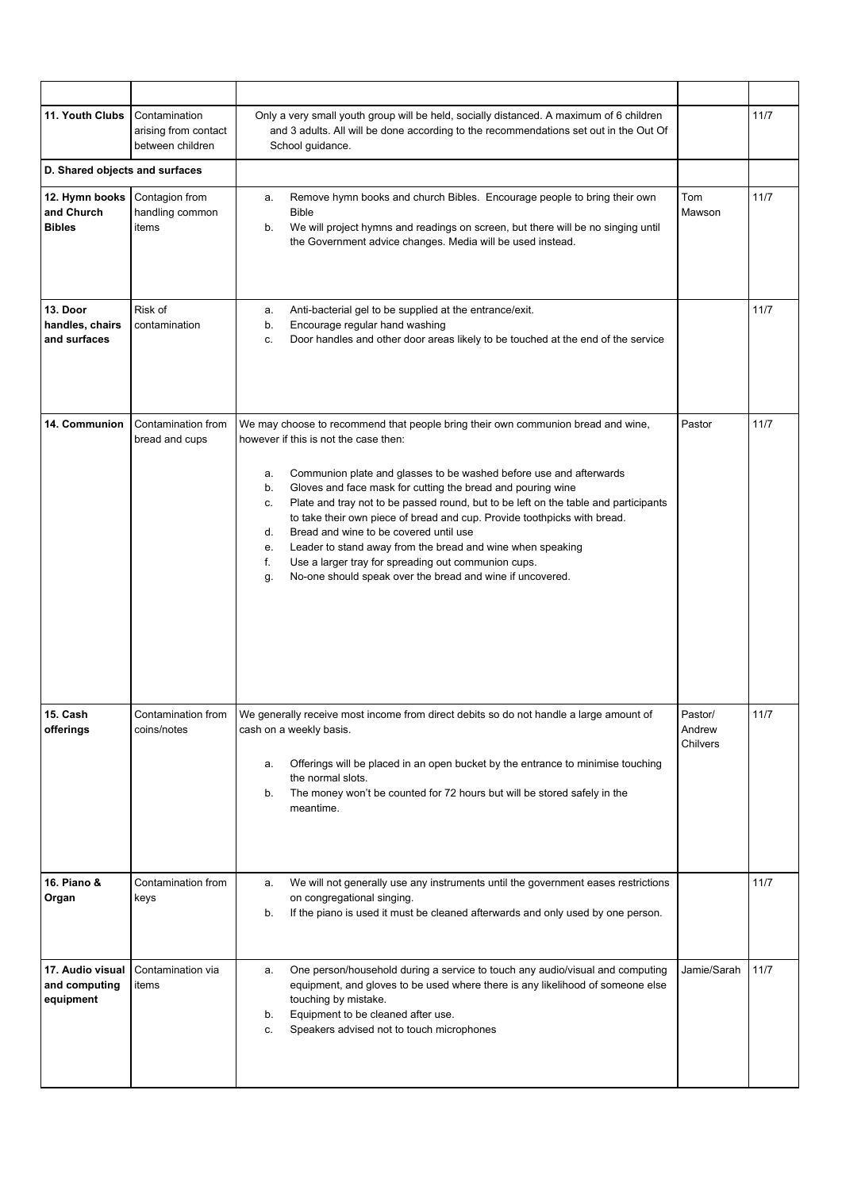| | | | | |
|---|---|---|---|---|
| **11. Youth Clubs** | Contamination arising from contact between children | Only a very small youth group will be held, socially distanced. A maximum of 6 children and 3 adults. All will be done according to the recommendations set out in the Out Of School guidance. | | 11/7 |
| **D. Shared objects and surfaces** | | | | |
| **12. Hymn books and Church Bibles** | Contagion from handling common items | a. Remove hymn books and church Bibles. Encourage people to bring their own Bible<br>b. We will project hymns and readings on screen, but there will be no singing until the Government advice changes. Media will be used instead. | Tom Mawson | 11/7 |
| **13. Door handles, chairs and surfaces** | Risk of contamination | a. Anti-bacterial gel to be supplied at the entrance/exit.<br>b. Encourage regular hand washing<br>c. Door handles and other door areas likely to be touched at the end of the service | | 11/7 |
| **14. Communion** | Contamination from bread and cups | We may choose to recommend that people bring their own communion bread and wine, however if this is not the case then:<br><br>a. Communion plate and glasses to be washed before use and afterwards<br>b. Gloves and face mask for cutting the bread and pouring wine<br>c. Plate and tray not to be passed round, but to be left on the table and participants to take their own piece of bread and cup. Provide toothpicks with bread.<br>d. Bread and wine to be covered until use<br>e. Leader to stand away from the bread and wine when speaking<br>f. Use a larger tray for spreading out communion cups.<br>g. No-one should speak over the bread and wine if uncovered. | Pastor | 11/7 |
| **15. Cash offerings** | Contamination from coins/notes | We generally receive most income from direct debits so do not handle a large amount of cash on a weekly basis.<br><br>a. Offerings will be placed in an open bucket by the entrance to minimise touching the normal slots.<br>b. The money won't be counted for 72 hours but will be stored safely in the meantime. | Pastor/ Andrew Chilvers | 11/7 |
| **16. Piano & Organ** | Contamination from keys | a. We will not generally use any instruments until the government eases restrictions on congregational singing.<br>b. If the piano is used it must be cleaned afterwards and only used by one person. | | 11/7 |
| **17. Audio visual and computing equipment** | Contamination via items | a. One person/household during a service to touch any audio/visual and computing equipment, and gloves to be used where there is any likelihood of someone else touching by mistake.<br>b. Equipment to be cleaned after use.<br>c. Speakers advised not to touch microphones | Jamie/Sarah | 11/7 |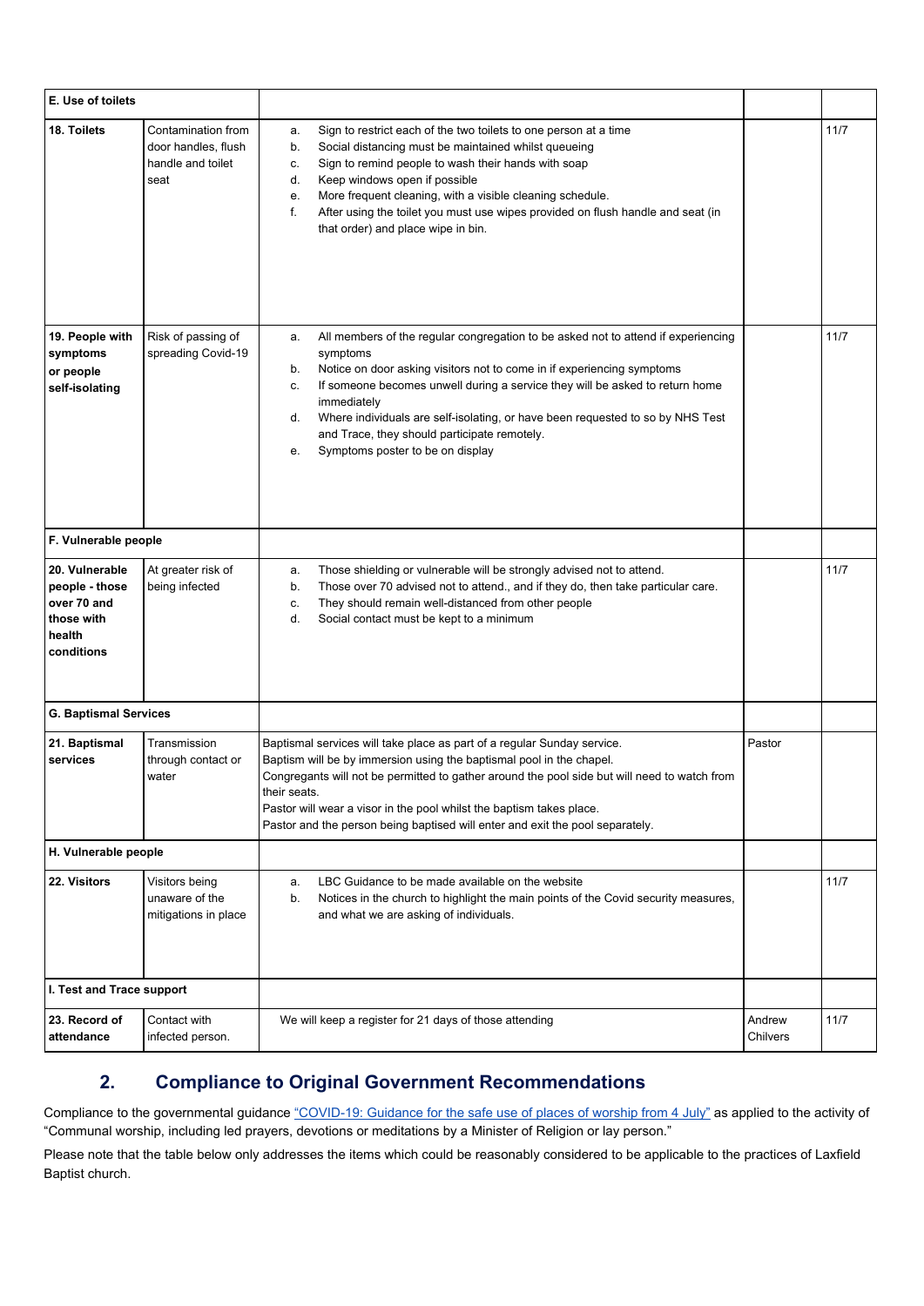| E. Use of toilets | | | | |
|---|---|---|---|---|
| **18. Toilets** | Contamination from door handles, flush handle and toilet seat | a. Sign to restrict each of the two toilets to one person at a time<br>b. Social distancing must be maintained whilst queueing<br>c. Sign to remind people to wash their hands with soap<br>d. Keep windows open if possible<br>e. More frequent cleaning, with a visible cleaning schedule.<br>f. After using the toilet you must use wipes provided on flush handle and seat (in that order) and place wipe in bin. | | 11/7 |
| **19. People with symptoms or people self-isolating** | Risk of passing of spreading Covid-19 | a. All members of the regular congregation to be asked not to attend if experiencing symptoms<br>b. Notice on door asking visitors not to come in if experiencing symptoms<br>c. If someone becomes unwell during a service they will be asked to return home immediately<br>d. Where individuals are self-isolating, or have been requested to so by NHS Test and Trace, they should participate remotely.<br>e. Symptoms poster to be on display | | 11/7 |
| **F. Vulnerable people** | | | | |
| **20. Vulnerable people - those over 70 and those with health conditions** | At greater risk of being infected | a. Those shielding or vulnerable will be strongly advised not to attend.<br>b. Those over 70 advised not to attend., and if they do, then take particular care.<br>c. They should remain well-distanced from other people<br>d. Social contact must be kept to a minimum | | 11/7 |
| **G. Baptismal Services** | | | | |
| **21. Baptismal services** | Transmission through contact or water | Baptismal services will take place as part of a regular Sunday service.<br>Baptism will be by immersion using the baptismal pool in the chapel.<br>Congregants will not be permitted to gather around the pool side but will need to watch from their seats.<br>Pastor will wear a visor in the pool whilst the baptism takes place.<br>Pastor and the person being baptised will enter and exit the pool separately. | Pastor | |
| **H. Vulnerable people** | | | | |
| **22. Visitors** | Visitors being unaware of the mitigations in place | a. LBC Guidance to be made available on the website<br>b. Notices in the church to highlight the main points of the Covid security measures, and what we are asking of individuals. | | 11/7 |
| **I. Test and Trace support** | | | | |
| **23. Record of attendance** | Contact with infected person. | We will keep a register for 21 days of those attending | Andrew Chilvers | 11/7 |

## 2. Compliance to Original Government Recommendations

Compliance to the governmental guidance "COVID-19: Guidance for the safe use of places of worship from 4 July" as applied to the activity of "Communal worship, including led prayers, devotions or meditations by a Minister of Religion or lay person."

Please note that the table below only addresses the items which could be reasonably considered to be applicable to the practices of Laxfield Baptist church.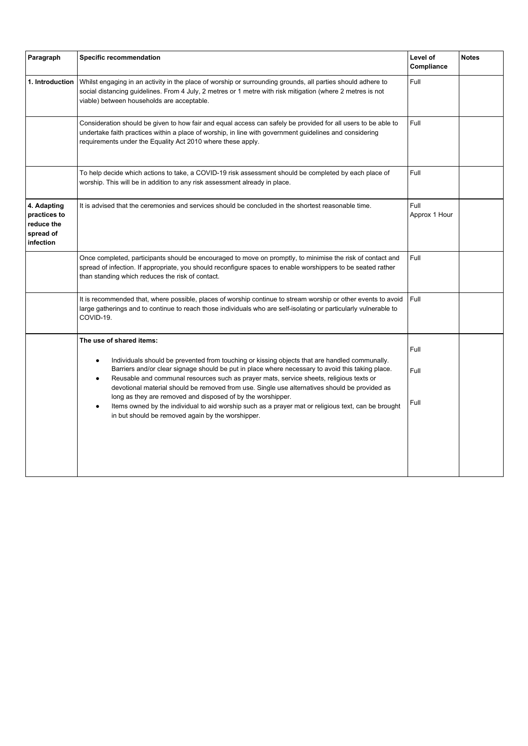| Paragraph | Specific recommendation | Level of Compliance | Notes |
|---|---|---|---|
| **1. Introduction** | Whilst engaging in an activity in the place of worship or surrounding grounds, all parties should adhere to social distancing guidelines. From 4 July, 2 metres or 1 metre with risk mitigation (where 2 metres is not viable) between households are acceptable. | Full | |
| | Consideration should be given to how fair and equal access can safely be provided for all users to be able to undertake faith practices within a place of worship, in line with government guidelines and considering requirements under the Equality Act 2010 where these apply. | Full | |
| | To help decide which actions to take, a COVID-19 risk assessment should be completed by each place of worship. This will be in addition to any risk assessment already in place. | Full | |
| **4. Adapting practices to reduce the spread of infection** | It is advised that the ceremonies and services should be concluded in the shortest reasonable time. | Full Approx 1 Hour | |
| | Once completed, participants should be encouraged to move on promptly, to minimise the risk of contact and spread of infection. If appropriate, you should reconfigure spaces to enable worshippers to be seated rather than standing which reduces the risk of contact. | Full | |
| | It is recommended that, where possible, places of worship continue to stream worship or other events to avoid large gatherings and to continue to reach those individuals who are self-isolating or particularly vulnerable to COVID-19. | Full | |
| | **The use of shared items:**<br>• Individuals should be prevented from touching or kissing objects that are handled communally. Barriers and/or clear signage should be put in place where necessary to avoid this taking place.<br>• Reusable and communal resources such as prayer mats, service sheets, religious texts or devotional material should be removed from use. Single use alternatives should be provided as long as they are removed and disposed of by the worshipper.<br>• Items owned by the individual to aid worship such as a prayer mat or religious text, can be brought in but should be removed again by the worshipper. | Full<br>Full<br>Full | |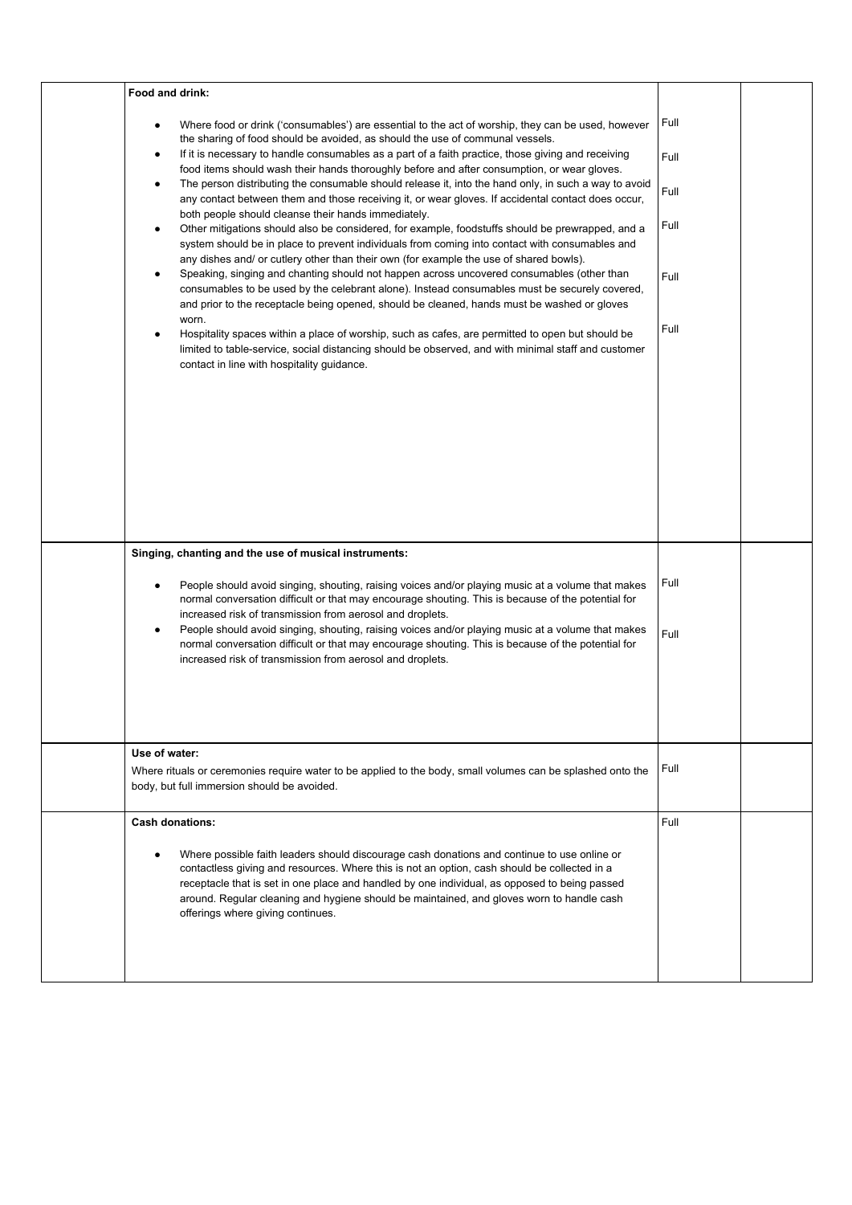| | | | |
|---|---|---|---|
| | **Food and drink:**<br><br>• Where food or drink ('consumables') are essential to the act of worship, they can be used, however the sharing of food should be avoided, as should the use of communal vessels.<br>• If it is necessary to handle consumables as a part of a faith practice, those giving and receiving food items should wash their hands thoroughly before and after consumption, or wear gloves.<br>• The person distributing the consumable should release it, into the hand only, in such a way to avoid any contact between them and those receiving it, or wear gloves. If accidental contact does occur, both people should cleanse their hands immediately.<br>• Other mitigations should also be considered, for example, foodstuffs should be prewrapped, and a system should be in place to prevent individuals from coming into contact with consumables and any dishes and/ or cutlery other than their own (for example the use of shared bowls).<br>• Speaking, singing and chanting should not happen across uncovered consumables (other than consumables to be used by the celebrant alone). Instead consumables must be securely covered, and prior to the receptacle being opened, should be cleaned, hands must be washed or gloves worn.<br>• Hospitality spaces within a place of worship, such as cafes, are permitted to open but should be limited to table-service, social distancing should be observed, and with minimal staff and customer contact in line with hospitality guidance. | Full<br>Full<br>Full<br>Full<br>Full<br>Full | |
| | **Singing, chanting and the use of musical instruments:**<br><br>• People should avoid singing, shouting, raising voices and/or playing music at a volume that makes normal conversation difficult or that may encourage shouting. This is because of the potential for increased risk of transmission from aerosol and droplets.<br>• People should avoid singing, shouting, raising voices and/or playing music at a volume that makes normal conversation difficult or that may encourage shouting. This is because of the potential for increased risk of transmission from aerosol and droplets. | Full<br>Full | |
| | **Use of water:**<br>Where rituals or ceremonies require water to be applied to the body, small volumes can be splashed onto the body, but full immersion should be avoided. | Full | |
| | **Cash donations:**<br><br>• Where possible faith leaders should discourage cash donations and continue to use online or contactless giving and resources. Where this is not an option, cash should be collected in a receptacle that is set in one place and handled by one individual, as opposed to being passed around. Regular cleaning and hygiene should be maintained, and gloves worn to handle cash offerings where giving continues. | Full | |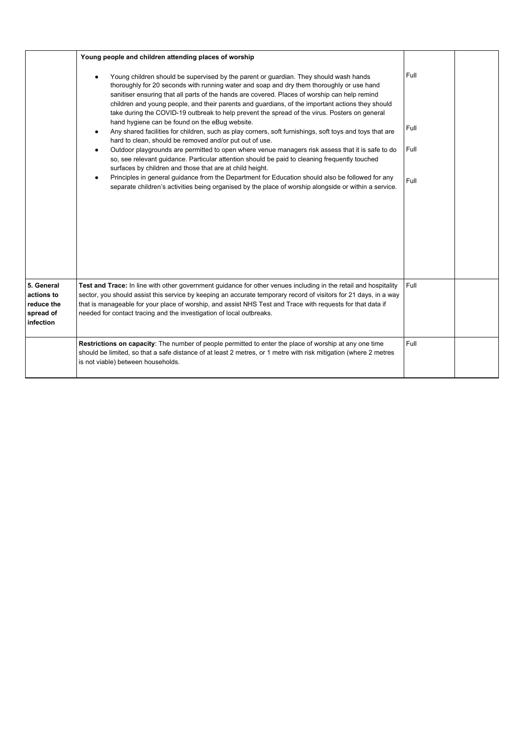| | | | |
|---|---|---|---|
| | **Young people and children attending places of worship**<br><br>• Young children should be supervised by the parent or guardian. They should wash hands thoroughly for 20 seconds with running water and soap and dry them thoroughly or use hand sanitiser ensuring that all parts of the hands are covered. Places of worship can help remind children and young people, and their parents and guardians, of the important actions they should take during the COVID-19 outbreak to help prevent the spread of the virus. Posters on general hand hygiene can be found on the eBug website.<br>• Any shared facilities for children, such as play corners, soft furnishings, soft toys and toys that are hard to clean, should be removed and/or put out of use.<br>• Outdoor playgrounds are permitted to open where venue managers risk assess that it is safe to do so, see relevant guidance. Particular attention should be paid to cleaning frequently touched surfaces by children and those that are at child height.<br>• Principles in general guidance from the Department for Education should also be followed for any separate children's activities being organised by the place of worship alongside or within a service. | Full<br><br>Full<br><br>Full<br><br>Full | |
| **5. General actions to reduce the spread of infection** | **Test and Trace:** In line with other government guidance for other venues including in the retail and hospitality sector, you should assist this service by keeping an accurate temporary record of visitors for 21 days, in a way that is manageable for your place of worship, and assist NHS Test and Trace with requests for that data if needed for contact tracing and the investigation of local outbreaks. | Full | |
| | **Restrictions on capacity**: The number of people permitted to enter the place of worship at any one time should be limited, so that a safe distance of at least 2 metres, or 1 metre with risk mitigation (where 2 metres is not viable) between households. | Full | |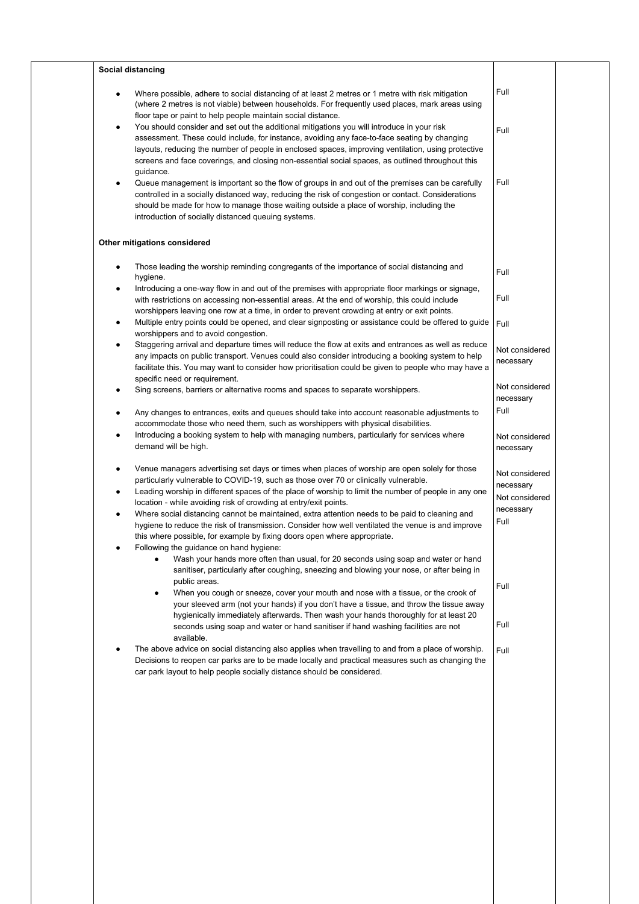| | Content | Status | |
|---|---|---|---|
| | **Social distancing** | | |
| | • Where possible, adhere to social distancing of at least 2 metres or 1 metre with risk mitigation (where 2 metres is not viable) between households. For frequently used places, mark areas using floor tape or paint to help people maintain social distance. | Full | |
| | • You should consider and set out the additional mitigations you will introduce in your risk assessment. These could include, for instance, avoiding any face-to-face seating by changing layouts, reducing the number of people in enclosed spaces, improving ventilation, using protective screens and face coverings, and closing non-essential social spaces, as outlined throughout this guidance. | Full | |
| | • Queue management is important so the flow of groups in and out of the premises can be carefully controlled in a socially distanced way, reducing the risk of congestion or contact. Considerations should be made for how to manage those waiting outside a place of worship, including the introduction of socially distanced queuing systems. | Full | |
| | **Other mitigations considered** | | |
| | • Those leading the worship reminding congregants of the importance of social distancing and hygiene. | Full | |
| | • Introducing a one-way flow in and out of the premises with appropriate floor markings or signage, with restrictions on accessing non-essential areas. At the end of worship, this could include worshippers leaving one row at a time, in order to prevent crowding at entry or exit points. | Full | |
| | • Multiple entry points could be opened, and clear signposting or assistance could be offered to guide worshippers and to avoid congestion. | Full | |
| | • Staggering arrival and departure times will reduce the flow at exits and entrances as well as reduce any impacts on public transport. Venues could also consider introducing a booking system to help facilitate this. You may want to consider how prioritisation could be given to people who may have a specific need or requirement. | Not considered necessary | |
| | • Sing screens, barriers or alternative rooms and spaces to separate worshippers. | Not considered necessary | |
| | • Any changes to entrances, exits and queues should take into account reasonable adjustments to accommodate those who need them, such as worshippers with physical disabilities. | Full | |
| | • Introducing a booking system to help with managing numbers, particularly for services where demand will be high. | Not considered necessary | |
| | • Venue managers advertising set days or times when places of worship are open solely for those particularly vulnerable to COVID-19, such as those over 70 or clinically vulnerable. | Not considered necessary | |
| | • Leading worship in different spaces of the place of worship to limit the number of people in any one location - while avoiding risk of crowding at entry/exit points. | Not considered necessary | |
| | • Where social distancing cannot be maintained, extra attention needs to be paid to cleaning and hygiene to reduce the risk of transmission. Consider how well ventilated the venue is and improve this where possible, for example by fixing doors open where appropriate. | Full | |
| | • Following the guidance on hand hygiene: | | |
| | &nbsp;&nbsp;&nbsp;&nbsp;• Wash your hands more often than usual, for 20 seconds using soap and water or hand sanitiser, particularly after coughing, sneezing and blowing your nose, or after being in public areas. | Full | |
| | &nbsp;&nbsp;&nbsp;&nbsp;• When you cough or sneeze, cover your mouth and nose with a tissue, or the crook of your sleeved arm (not your hands) if you don't have a tissue, and throw the tissue away hygienically immediately afterwards. Then wash your hands thoroughly for at least 20 seconds using soap and water or hand sanitiser if hand washing facilities are not available. | Full | |
| | • The above advice on social distancing also applies when travelling to and from a place of worship. Decisions to reopen car parks are to be made locally and practical measures such as changing the car park layout to help people socially distance should be considered. | Full | |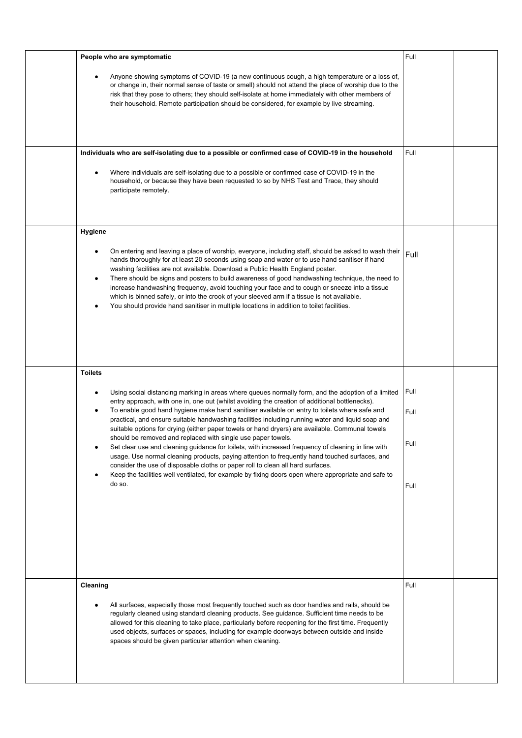| | | | |
|---|---|---|---|
| | **People who are symptomatic**<br><br>• Anyone showing symptoms of COVID-19 (a new continuous cough, a high temperature or a loss of, or change in, their normal sense of taste or smell) should not attend the place of worship due to the risk that they pose to others; they should self-isolate at home immediately with other members of their household. Remote participation should be considered, for example by live streaming. | Full | |
| | **Individuals who are self-isolating due to a possible or confirmed case of COVID-19 in the household**<br><br>• Where individuals are self-isolating due to a possible or confirmed case of COVID-19 in the household, or because they have been requested to so by NHS Test and Trace, they should participate remotely. | Full | |
| | **Hygiene**<br><br>• On entering and leaving a place of worship, everyone, including staff, should be asked to wash their hands thoroughly for at least 20 seconds using soap and water or to use hand sanitiser if hand washing facilities are not available. Download a Public Health England poster.<br>• There should be signs and posters to build awareness of good handwashing technique, the need to increase handwashing frequency, avoid touching your face and to cough or sneeze into a tissue which is binned safely, or into the crook of your sleeved arm if a tissue is not available.<br>• You should provide hand sanitiser in multiple locations in addition to toilet facilities. | Full | |
| | **Toilets**<br><br>• Using social distancing marking in areas where queues normally form, and the adoption of a limited entry approach, with one in, one out (whilst avoiding the creation of additional bottlenecks).<br>• To enable good hand hygiene make hand sanitiser available on entry to toilets where safe and practical, and ensure suitable handwashing facilities including running water and liquid soap and suitable options for drying (either paper towels or hand dryers) are available. Communal towels should be removed and replaced with single use paper towels.<br>• Set clear use and cleaning guidance for toilets, with increased frequency of cleaning in line with usage. Use normal cleaning products, paying attention to frequently hand touched surfaces, and consider the use of disposable cloths or paper roll to clean all hard surfaces.<br>• Keep the facilities well ventilated, for example by fixing doors open where appropriate and safe to do so. | Full<br>Full<br>Full<br>Full | |
| | **Cleaning**<br><br>• All surfaces, especially those most frequently touched such as door handles and rails, should be regularly cleaned using standard cleaning products. See guidance. Sufficient time needs to be allowed for this cleaning to take place, particularly before reopening for the first time. Frequently used objects, surfaces or spaces, including for example doorways between outside and inside spaces should be given particular attention when cleaning. | Full | |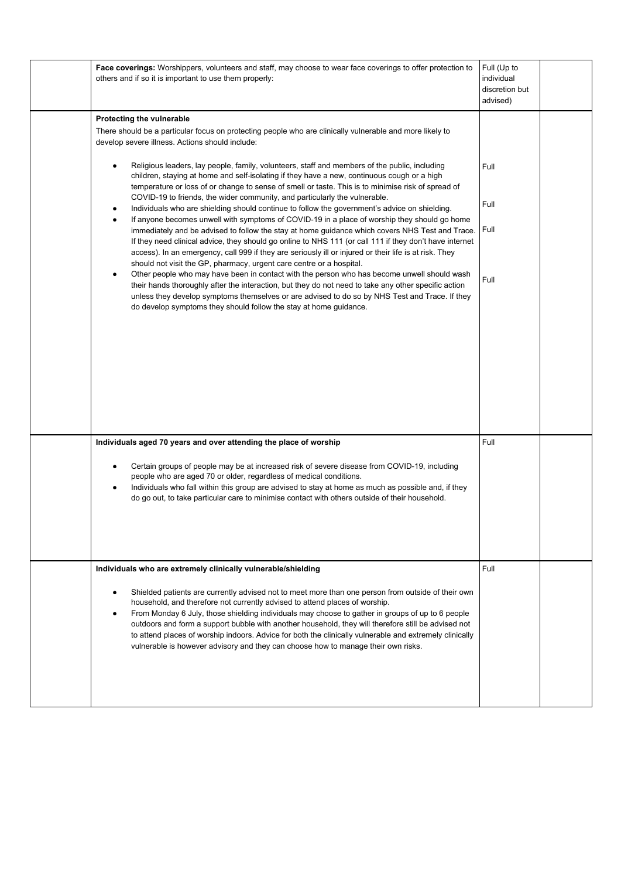| | | | |
|---|---|---|---|
| | **Face coverings:** Worshippers, volunteers and staff, may choose to wear face coverings to offer protection to others and if so it is important to use them properly: | Full (Up to individual discretion but advised) | |
| | **Protecting the vulnerable**<br>There should be a particular focus on protecting people who are clinically vulnerable and more likely to develop severe illness. Actions should include:<br>• Religious leaders, lay people, family, volunteers, staff and members of the public, including children, staying at home and self-isolating if they have a new, continuous cough or a high temperature or loss of or change to sense of smell or taste. This is to minimise risk of spread of COVID-19 to friends, the wider community, and particularly the vulnerable.<br>• Individuals who are shielding should continue to follow the government's advice on shielding.<br>• If anyone becomes unwell with symptoms of COVID-19 in a place of worship they should go home immediately and be advised to follow the stay at home guidance which covers NHS Test and Trace. If they need clinical advice, they should go online to NHS 111 (or call 111 if they don't have internet access). In an emergency, call 999 if they are seriously ill or injured or their life is at risk. They should not visit the GP, pharmacy, urgent care centre or a hospital.<br>• Other people who may have been in contact with the person who has become unwell should wash their hands thoroughly after the interaction, but they do not need to take any other specific action unless they develop symptoms themselves or are advised to do so by NHS Test and Trace. If they do develop symptoms they should follow the stay at home guidance. | Full<br>Full<br>Full<br>Full | |
| | **Individuals aged 70 years and over attending the place of worship**<br>• Certain groups of people may be at increased risk of severe disease from COVID-19, including people who are aged 70 or older, regardless of medical conditions.<br>• Individuals who fall within this group are advised to stay at home as much as possible and, if they do go out, to take particular care to minimise contact with others outside of their household. | Full | |
| | **Individuals who are extremely clinically vulnerable/shielding**<br>• Shielded patients are currently advised not to meet more than one person from outside of their own household, and therefore not currently advised to attend places of worship.<br>• From Monday 6 July, those shielding individuals may choose to gather in groups of up to 6 people outdoors and form a support bubble with another household, they will therefore still be advised not to attend places of worship indoors. Advice for both the clinically vulnerable and extremely clinically vulnerable is however advisory and they can choose how to manage their own risks. | Full | |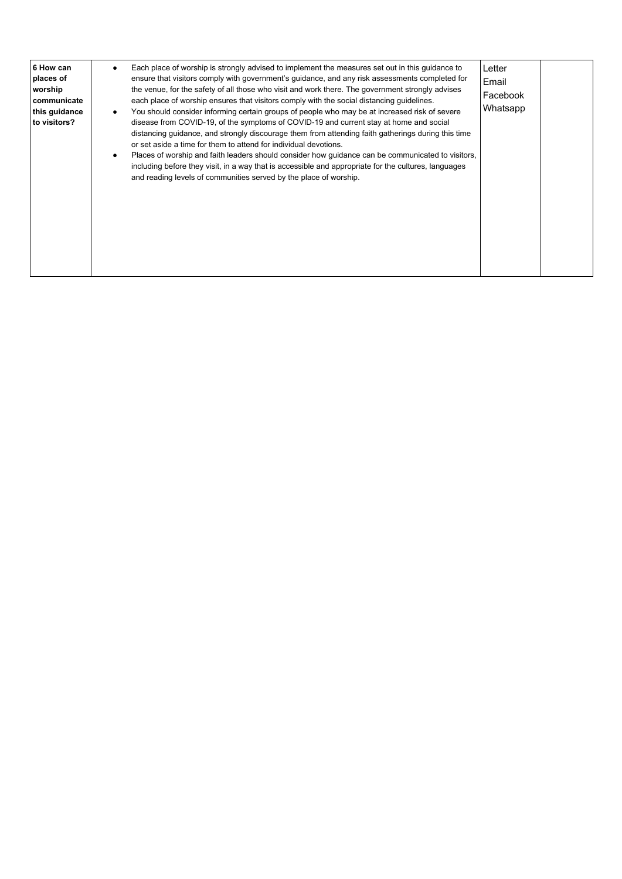| | | | |
|---|---|---|---|
| **6 How can places of worship communicate this guidance to visitors?** | • Each place of worship is strongly advised to implement the measures set out in this guidance to ensure that visitors comply with government's guidance, and any risk assessments completed for the venue, for the safety of all those who visit and work there. The government strongly advises each place of worship ensures that visitors comply with the social distancing guidelines.<br>• You should consider informing certain groups of people who may be at increased risk of severe disease from COVID-19, of the symptoms of COVID-19 and current stay at home and social distancing guidance, and strongly discourage them from attending faith gatherings during this time or set aside a time for them to attend for individual devotions.<br>• Places of worship and faith leaders should consider how guidance can be communicated to visitors, including before they visit, in a way that is accessible and appropriate for the cultures, languages and reading levels of communities served by the place of worship. | Letter<br>Email<br>Facebook<br>Whatsapp | |